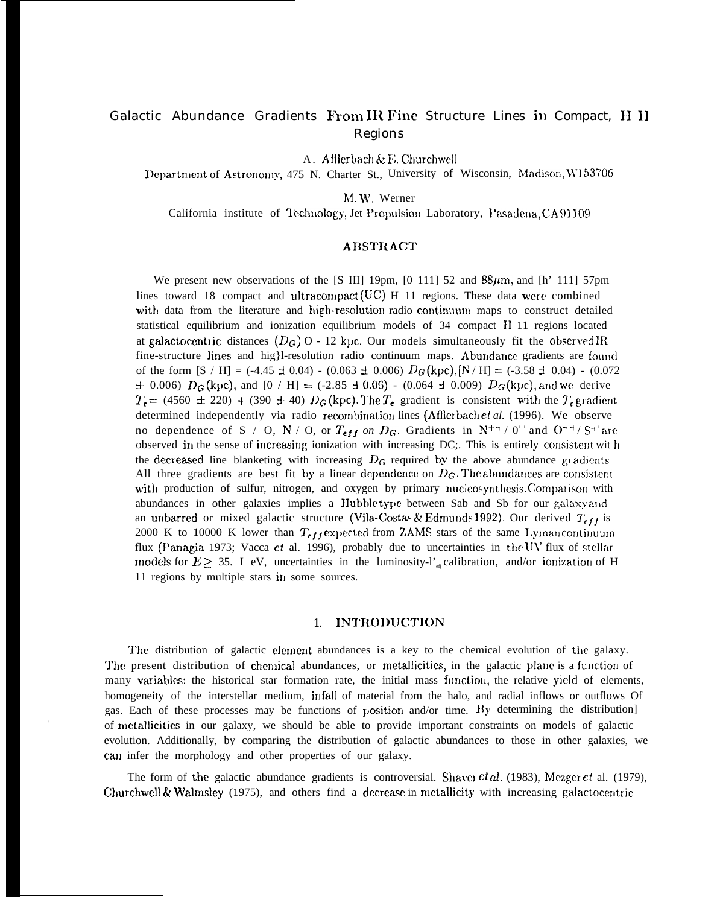# Galactic Abundance Gradients From IR Fine Structure Lines in Compact, H II Regions

A. Afflerbach & E. Churchwell
Department of Astronomy, 475 N. Charter St., University of Wisconsin, Madison, WI 53706

M.W. Werner
California institute of Technology, Jet Propulsion Laboratory, Pasadena, CA 91109

## ABSTRACT

We present new observations of the [S III] 19μm, [O III] 52 and 88$\mu m$, and [N III] 57μm lines toward 18 compact and ultracompact (UC) H II regions. These data were combined with data from the literature and high-resolution radio continuum maps to construct detailed statistical equilibrium and ionization equilibrium models of 34 compact H II regions located at galactocentric distances ($D_G$) 0 - 12 kpc. Our models simultaneously fit the observed IR fine-structure lines and high-resolution radio continuum maps. Abundance gradients are found of the form [S / H] = (-4.45 ± 0.04) - (0.063 ± 0.006) $D_G$(kpc), [N / H] = (-3.58 ± 0.04) - (0.072 ± 0.006) $D_G$(kpc), and [O / H] = (-2.85 ± 0.06) - (0.064 ± 0.009) $D_G$(kpc), and we derive $T_e$ = (4560 ± 220) + (390 ± 40) $D_G$(kpc). The $T_e$ gradient is consistent with the $T_e$ gradient determined independently via radio recombination lines (Afflerbach *et al.* (1996). We observe no dependence of S / O, N / O, or $T_{eff}$ *on* $D_G$. Gradients in $N^{++}$ / $O^{++}$ and $O^{++}$ / $S^{++}$ are observed in the sense of increasing ionization with increasing $D_G$. This is entirely consistent with the decreased line blanketing with increasing $D_G$ required by the above abundance gradients. All three gradients are best fit by a linear dependence on $D_G$. The abundances are consistent with production of sulfur, nitrogen, and oxygen by primary nucleosynthesis. Comparison with abundances in other galaxies implies a Hubble type between Sab and Sb for our galaxy and an unbarred or mixed galactic structure (Vila-Costas & Edmunds 1992). Our derived $T_{eff}$ is 2000 K to 10000 K lower than $T_{eff}$ expected from ZAMS stars of the same Lyman continuum flux (Panagia 1973; Vacca *et* al. 1996), probably due to uncertainties in the UV flux of stellar models for $E \geq$ 35. I eV, uncertainties in the luminosity-$T_{eff}$ calibration, and/or ionization of H II regions by multiple stars in some sources.

## 1. INTRODUCTION

The distribution of galactic element abundances is a key to the chemical evolution of the galaxy. The present distribution of chemical abundances, or metallicities, in the galactic plane is a function of many variables: the historical star formation rate, the initial mass function, the relative yield of elements, homogeneity of the interstellar medium, infall of material from the halo, and radial inflows or outflows of gas. Each of these processes may be functions of position and/or time. By determining the distribution of metallicities in our galaxy, we should be able to provide important constraints on models of galactic evolution. Additionally, by comparing the distribution of galactic abundances to those in other galaxies, we can infer the morphology and other properties of our galaxy.

The form of the galactic abundance gradients is controversial. Shaver *et al.* (1983), Mezger *et* al. (1979), Churchwell & Walmsley (1975), and others find a decrease in metallicity with increasing galactocentric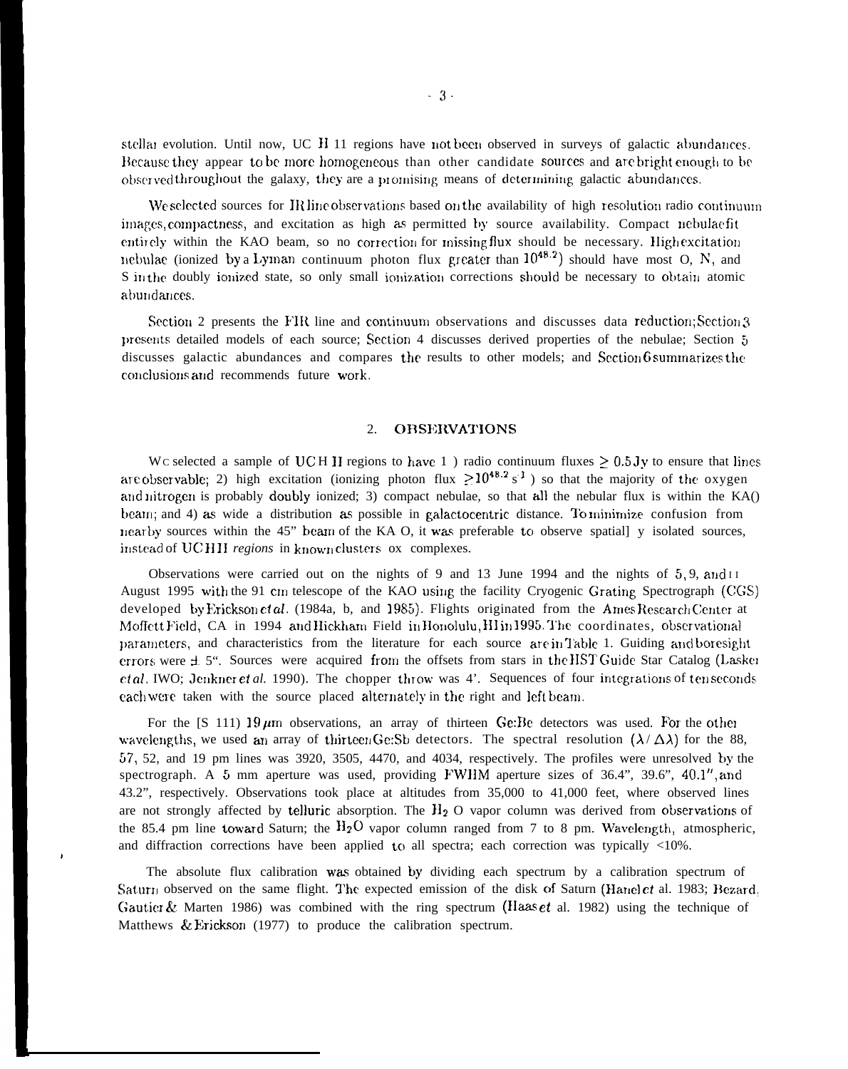stellar evolution. Until now, UC H II regions have not been observed in surveys of galactic abundances. Because they appear to be more homogeneous than other candidate sources and are bright enough to be observed throughout the galaxy, they are a promising means of determining galactic abundances.

We selected sources for IR line observations based on the availability of high resolution radio continuum images, compactness, and excitation as high as permitted by source availability. Compact nebulae fit entirely within the KAO beam, so no correction for missing flux should be necessary. High excitation nebulae (ionized by a Lyman continuum photon flux greater than $10^{48.2}$) should have most O, N, and S in the doubly ionized state, so only small ionization corrections should be necessary to obtain atomic abundances.

Section 2 presents the FIR line and continuum observations and discusses data reduction; Section 3 presents detailed models of each source; Section 4 discusses derived properties of the nebulae; Section 5 discusses galactic abundances and compares the results to other models; and Section 6 summarizes the conclusions and recommends future work.

## 2. OBSERVATIONS

We selected a sample of UC H II regions to have 1 ) radio continuum fluxes $\geq 0.5$ Jy to ensure that lines are observable; 2) high excitation (ionizing photon flux $\gtrsim 10^{48.2}$ $s^{-1}$ ) so that the majority of the oxygen and nitrogen is probably doubly ionized; 3) compact nebulae, so that all the nebular flux is within the KAO beam; and 4) as wide a distribution as possible in galactocentric distance. To minimize confusion from nearby sources within the 45" beam of the KA O, it was preferable to observe spatiall y isolated sources, instead of UC H II *regions* in known clusters ox complexes.

Observations were carried out on the nights of 9 and 13 June 1994 and the nights of 5, 9, and 11 August 1995 with the 91 cm telescope of the KAO using the facility Cryogenic Grating Spectrograph (CGS) developed by Erickson *et al*. (1984a, b, and 1985). Flights originated from the Ames Research Center at Moffett Field, CA in 1994 and Hickham Field in Honolulu, HI in 1995. The coordinates, observational parameters, and characteristics from the literature for each source are in Table 1. Guiding and boresight errors were $\pm$ 5". Sources were acquired from the offsets from stars in the HST Guide Star Catalog (Lasker *et al*. 1990; Jenkner *et al.* 1990). The chopper throw was 4'. Sequences of four integrations of ten seconds each were taken with the source placed alternately in the right and left beam.

For the [S III] 19 $\mu$m observations, an array of thirteen Ge:Be detectors was used. For the other wavelengths, we used an array of thirteen Ge:Sb detectors. The spectral resolution ($\lambda / \Delta\lambda$) for the 88, 57, 52, and 19 $\mu$m lines was 3920, 3505, 4470, and 4034, respectively. The profiles were unresolved by the spectrograph. A 5 mm aperture was used, providing FWHM aperture sizes of 36.4", 39.6", 40.1", and 43.2", respectively. Observations took place at altitudes from 35,000 to 41,000 feet, where observed lines are not strongly affected by telluric absorption. The $H_2O$ vapor column was derived from observations of the 85.4 $\mu$m line toward Saturn; the $H_2O$ vapor column ranged from 7 to 8 $\mu$m. Wavelength, atmospheric, and diffraction corrections have been applied to all spectra; each correction was typically <10%.

The absolute flux calibration was obtained by dividing each spectrum by a calibration spectrum of Saturn observed on the same flight. The expected emission of the disk of Saturn (Hanel *et* al. 1983; Bezard, Gautier & Marten 1986) was combined with the ring spectrum (Haas *et* al. 1982) using the technique of Matthews & Erickson (1977) to produce the calibration spectrum.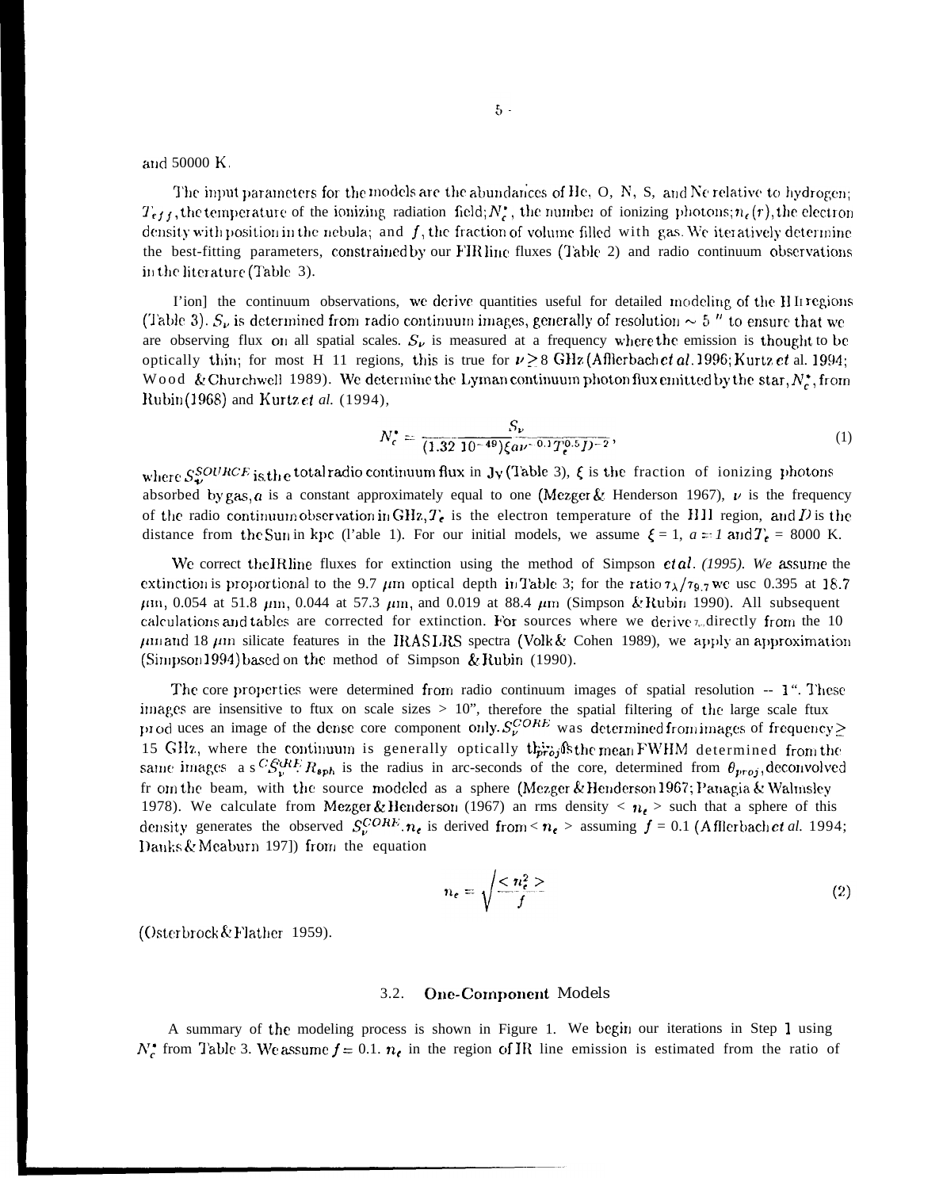and 50000 K.

The input parameters for the models are the abundances of He, O, N, S, and Ne relative to hydrogen; $T_{eff}$, the temperature of the ionizing radiation field; $N_c^*$, the number of ionizing photons; $n_e(r)$, the electron density with position in the nebula; and $f$, the fraction of volume filled with gas. We iteratively determine the best-fitting parameters, constrained by our FIR line fluxes (Table 2) and radio continuum observations in the literature (Table 3).

From the continuum observations, we derive quantities useful for detailed modeling of the H II regions (Table 3). $S_\nu$ is determined from radio continuum images, generally of resolution ~ 5 " to ensure that we are observing flux on all spatial scales. $S_\nu$ is measured at a frequency where the emission is thought to be optically thin; for most H II regions, this is true for $\nu \geq 8$ GHz (Afflerbach *et al.* 1996; Kurtz *et al.* 1994; Wood & Churchwell 1989). We determine the Lyman continuum photon flux emitted by the star, $N_c^*$, from Rubin (1968) and Kurtz *et al.* (1994),

$$N_c^* = \frac{S_\nu}{(1.32\ 10^{-49})\xi a \nu^{-0.1} T_e^{0.5} D^{-2}}, \tag{1}$$

where $S_\nu^{SOURCE}$ is the total radio continuum flux in Jy (Table 3), $\xi$ is the fraction of ionizing photons absorbed by gas, $a$ is a constant approximately equal to one (Mezger & Henderson 1967), $\nu$ is the frequency of the radio continuum observation in GHz, $T_e$ is the electron temperature of the H II region, and $D$ is the distance from the Sun in kpc (Table 1). For our initial models, we assume $\xi = 1$, $a = 1$ and $T_e$ = 8000 K.

We correct the IR line fluxes for extinction using the method of Simpson *et al. (1995). We* assume the extinction is proportional to the 9.7 $\mu$m optical depth in Table 3; for the ratio $\tau_\lambda/\tau_{9.7}$ we use 0.395 at 18.7 $\mu$m, 0.054 at 51.8 $\mu$m, 0.044 at 57.3 $\mu$m, and 0.019 at 88.4 $\mu$m (Simpson & Rubin 1990). All subsequent calculations and tables are corrected for extinction. For sources where we derive $\tau_\lambda$ directly from the 10 $\mu$m and 18 $\mu$m silicate features in the IRAS LRS spectra (Volk & Cohen 1989), we apply an approximation (Simpson 1994) based on the method of Simpson & Rubin (1990).

The core properties were determined from radio continuum images of spatial resolution ~ 1". These images are insensitive to flux on scale sizes > 10", therefore the spatial filtering of the large scale flux produces an image of the dense core component only. $S_\nu^{CORE}$ was determined from images of frequency ≥ 15 GHz, where the continuum is generally optically thin. $\theta_{proj}$ is the mean FWHM determined from the same images as $S_\nu^{CORE}$. $R_{sph}$ is the radius in arc-seconds of the core, determined from $\theta_{proj}$, deconvolved from the beam, with the source modeled as a sphere (Mezger & Henderson 1967; Panagia & Walmsley 1978). We calculate from Mezger & Henderson (1967) an rms density $< n_e >$ such that a sphere of this density generates the observed $S_\nu^{CORE}$. $n_e$ is derived from $< n_e >$ assuming $f$ = 0.1 (Afflerbach *et al.* 1994; Danks & Meaburn 1971) from the equation

$$n_e = \sqrt{\frac{< n_e^2 >}{f}} \tag{2}$$

(Osterbrock & Flather 1959).

### 3.2. One-Component Models

A summary of the modeling process is shown in Figure 1. We begin our iterations in Step 1 using $N_c^*$ from Table 3. We assume $f = 0.1$. $n_e$ in the region of IR line emission is estimated from the ratio of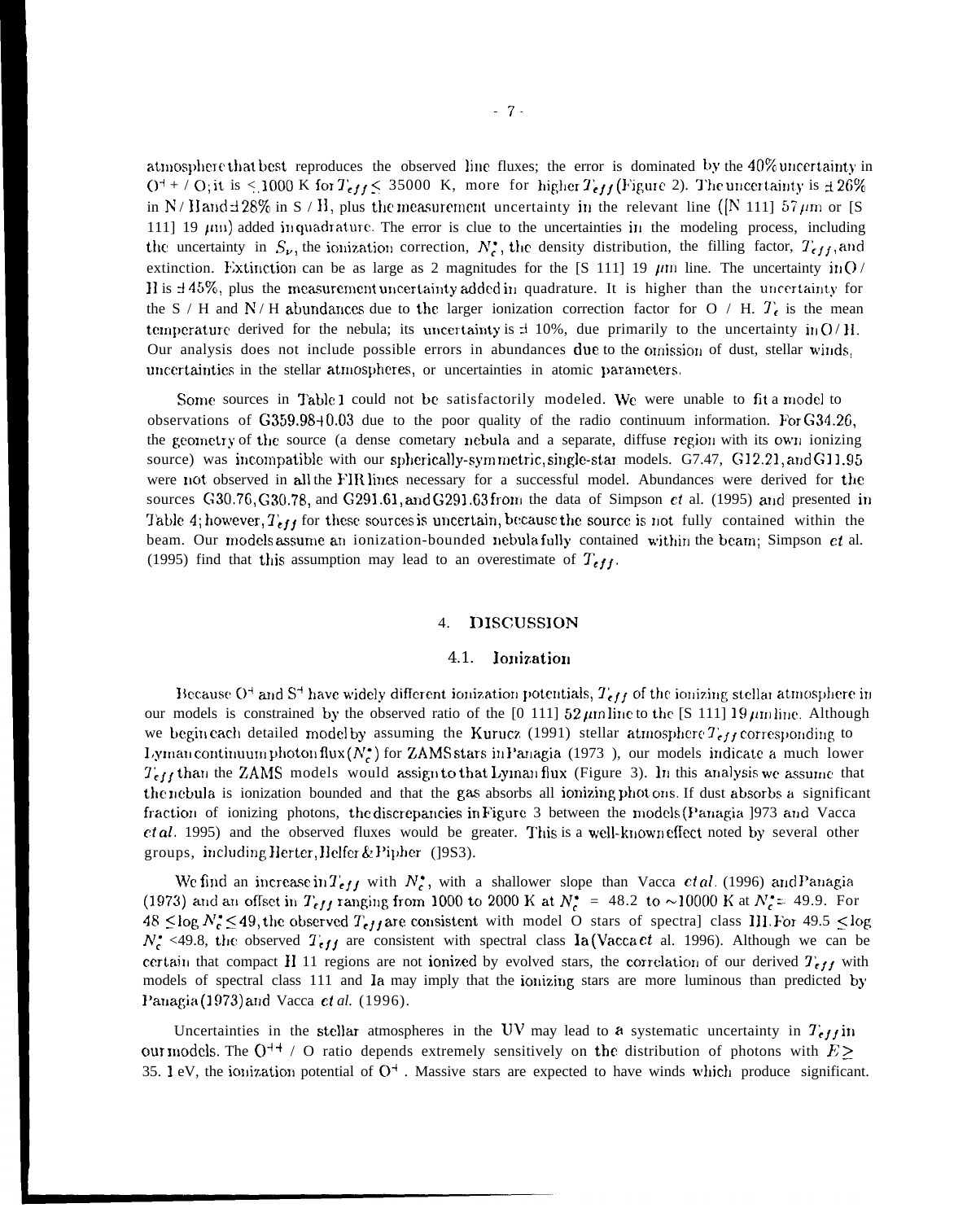atmosphere that best reproduces the observed line fluxes; the error is dominated by the 40% uncertainty in $O^{++}$ / O; it is ≤ 1000 K for $T_{eff} \leq$ 35000 K, more for higher $T_{eff}$ (Figure 2). The uncertainty is ±26% in N / H and ±28% in S / H, plus the measurement uncertainty in the relevant line ([N III] 57 μm or [S III] 19 μm) added in quadrature. The error is due to the uncertainties in the modeling process, including the uncertainty in $S_\nu$, the ionization correction, $N_c^*$, the density distribution, the filling factor, $T_{eff}$, and extinction. Extinction can be as large as 2 magnitudes for the [S III] 19 μm line. The uncertainty in O / H is ±45%, plus the measurement uncertainty added in quadrature. It is higher than the uncertainty for the S / H and N / H abundances due to the larger ionization correction factor for O / H. $T_e$ is the mean temperature derived for the nebula; its uncertainty is ± 10%, due primarily to the uncertainty in O / H. Our analysis does not include possible errors in abundances due to the omission of dust, stellar winds, uncertainties in the stellar atmospheres, or uncertainties in atomic parameters.

Some sources in Table 1 could not be satisfactorily modeled. We were unable to fit a model to observations of G359.98+0.03 due to the poor quality of the radio continuum information. For G34.26, the geometry of the source (a dense cometary nebula and a separate, diffuse region with its own ionizing source) was incompatible with our spherically-symmetric, single-star models. G7.47, G12.21, and G11.95 were not observed in all the FIR lines necessary for a successful model. Abundances were derived for the sources G30.76, G30.78, and G291.61, and G291.63 from the data of Simpson *et* al. (1995) and presented in Table 4; however, $T_{eff}$ for these sources is uncertain, because the source is not fully contained within the beam. Our models assume an ionization-bounded nebula fully contained within the beam; Simpson *et* al. (1995) find that this assumption may lead to an overestimate of $T_{eff}$.

## 4. DISCUSSION

### 4.1. Ionization

Because $O^+$ and $S^+$ have widely different ionization potentials, $T_{eff}$ of the ionizing stellar atmosphere in our models is constrained by the observed ratio of the [O III] 52 μm line to the [S III] 19 μm line. Although we begin each detailed model by assuming the Kurucz (1991) stellar atmosphere $T_{eff}$ corresponding to Lyman continuum photon flux ($N_c^*$) for ZAMS stars in Panagia (1973), our models indicate a much lower $T_{eff}$ than the ZAMS models would assign to that Lyman flux (Figure 3). In this analysis we assume that the nebula is ionization bounded and that the gas absorbs all ionizing photons. If dust absorbs a significant fraction of ionizing photons, the discrepancies in Figure 3 between the models (Panagia 1973 and Vacca *et al.* 1995) and the observed fluxes would be greater. This is a well-known effect noted by several other groups, including Herter, Helfer & Pipher (1983).

We find an increase in $T_{eff}$ with $N_c^*$, with a shallower slope than Vacca *et al.* (1996) and Panagia (1973) and an offset in $T_{eff}$ ranging from 1000 to 2000 K at $N_c^*$ = 48.2 to ~10000 K at $N_c^*$ = 49.9. For 48 ≤ log $N_c^*$ ≤ 49, the observed $T_{eff}$ are consistent with model O stars of spectral class III. For 49.5 ≤ log $N_c^*$ < 49.8, the observed $T_{eff}$ are consistent with spectral class Ia (Vacca *et* al. 1996). Although we can be certain that compact H II regions are not ionized by evolved stars, the correlation of our derived $T_{eff}$ with models of spectral class III and Ia may imply that the ionizing stars are more luminous than predicted by Panagia (1973) and Vacca *et al.* (1996).

Uncertainties in the stellar atmospheres in the UV may lead to a systematic uncertainty in $T_{eff}$ in our models. The $O^{++}$ / O ratio depends extremely sensitively on the distribution of photons with $E \geq$ 35. 1 eV, the ionization potential of $O^+$. Massive stars are expected to have winds which produce significant.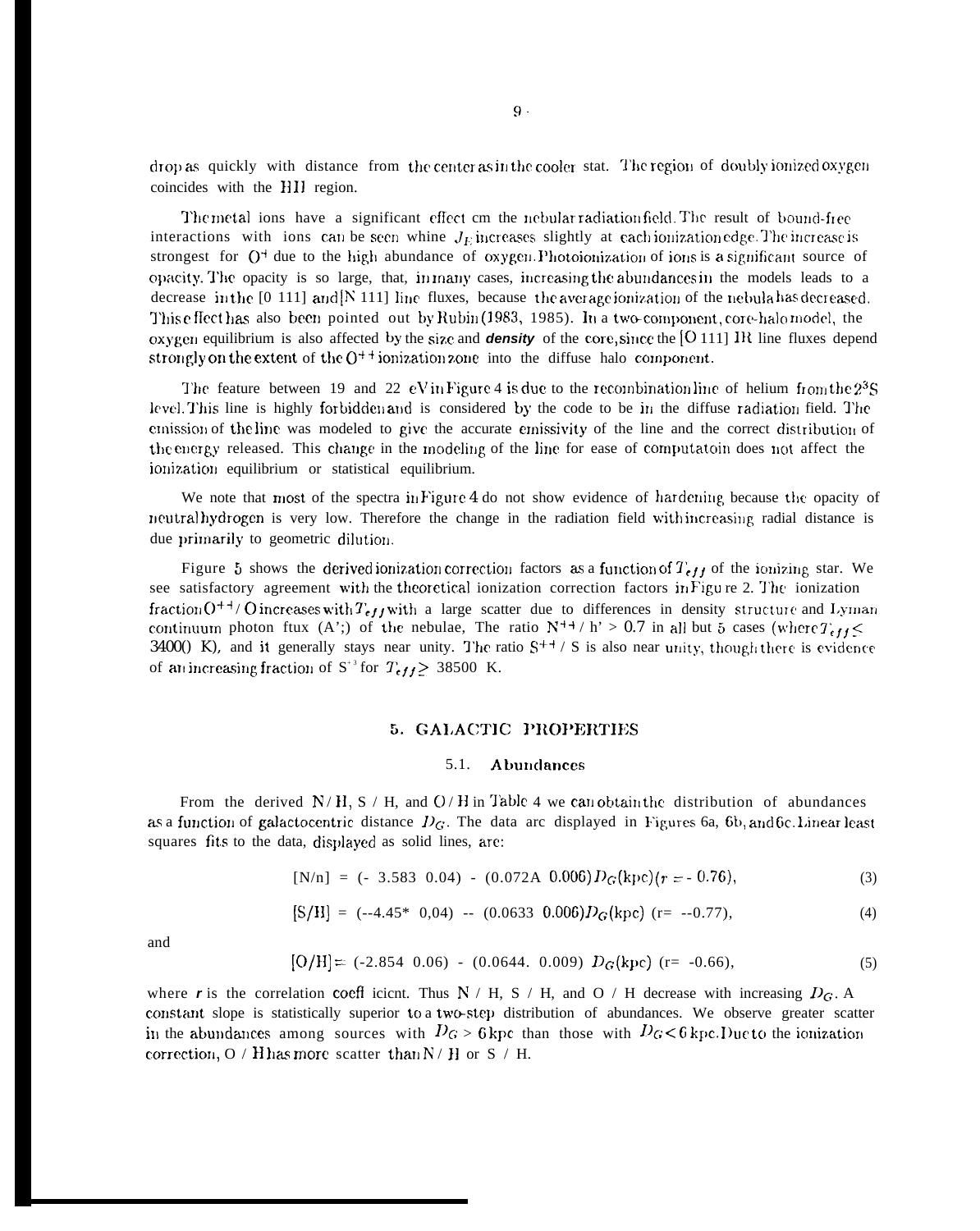drop as quickly with distance from the center as in the cooler stat. The region of doubly ionized oxygen coincides with the HII region.

The metal ions have a significant effect cm the nebular radiation field. The result of bound-free interactions with ions can be seen whine $J_E$ increases slightly at each ionization edge. The increase is strongest for $O^+$ due to the high abundance of oxygen. Photoionization of ions is a significant source of opacity. The opacity is so large, that, in many cases, increasing the abundances in the models leads to a decrease in the [0 111] and [N 111] line fluxes, because the average ionization of the nebula has decreased. This effect has also been pointed out by Rubin (1983, 1985). In a two-component, core-halo model, the oxygen equilibrium is also affected by the size and ***density*** of the core, since the [O 111] IR line fluxes depend strongly on the extent of the $O^{++}$ ionization zone into the diffuse halo component.

The feature between 19 and 22 eV in Figure 4 is due to the recombination line of helium from the $2^3S$ level. This line is highly forbidden and is considered by the code to be in the diffuse radiation field. The emission of the line was modeled to give the accurate emissivity of the line and the correct distribution of the energy released. This change in the modeling of the line for ease of computatoin does not affect the ionization equilibrium or statistical equilibrium.

We note that most of the spectra in Figure 4 do not show evidence of hardening because the opacity of neutral hydrogen is very low. Therefore the change in the radiation field with increasing radial distance is due primarily to geometric dilution.

Figure 5 shows the derived ionization correction factors as a function of $T_{eff}$ of the ionizing star. We see satisfactory agreement with the theoretical ionization correction factors in Figu re 2. The ionization fraction $O^{++}$/ O increases with $T_{eff}$ with a large scatter due to differences in density structure and Lyman continuum photon ftux (A';) of the nebulae, The ratio $N^{++}$ / h' > 0.7 in all but 5 cases (where $T_{eff} \leq$ 3400() K), and it generally stays near unity. The ratio $S^{++}$ / S is also near unity, though there is evidence of an increasing fraction of $S^{+3}$ for $T_{eff} \geq$ 38500 K.

## 5. GALACTIC PROPERTIES

### 5.1. Abundances

From the derived N/ H, S / H, and O / H in Table 4 we can obtain the distribution of abundances as a function of galactocentric distance $D_G$. The data arc displayed in Figures 6a, 6b, and 6c. Linear least squares fits to the data, displayed as solid lines, are:

$$[N/n] = (- 3.583\ 0.04) - (0.072A\ 0.006) D_G(\text{kpc}) (r = - 0.76), \tag{3}$$

$$[S/H] = (--4.45*\ 0,04) -- (0.0633\ 0.006) D_G(\text{kpc})\ (r= --0.77), \tag{4}$$

and

$$[O/H] = (-2.854\ 0.06) - (0.0644.\ 0.009)\ D_G(\text{kpc})\ (r= -0.66), \tag{5}$$

where ***r*** is the correlation coeffl icicnt. Thus N / H, S / H, and O / H decrease with increasing $D_G$. A constant slope is statistically superior to a two-step distribution of abundances. We observe greater scatter in the abundances among sources with $D_G > 6$ kpc than those with $D_G < 6$ kpc. Due to the ionization correction, O / H has more scatter than N / H or S / H.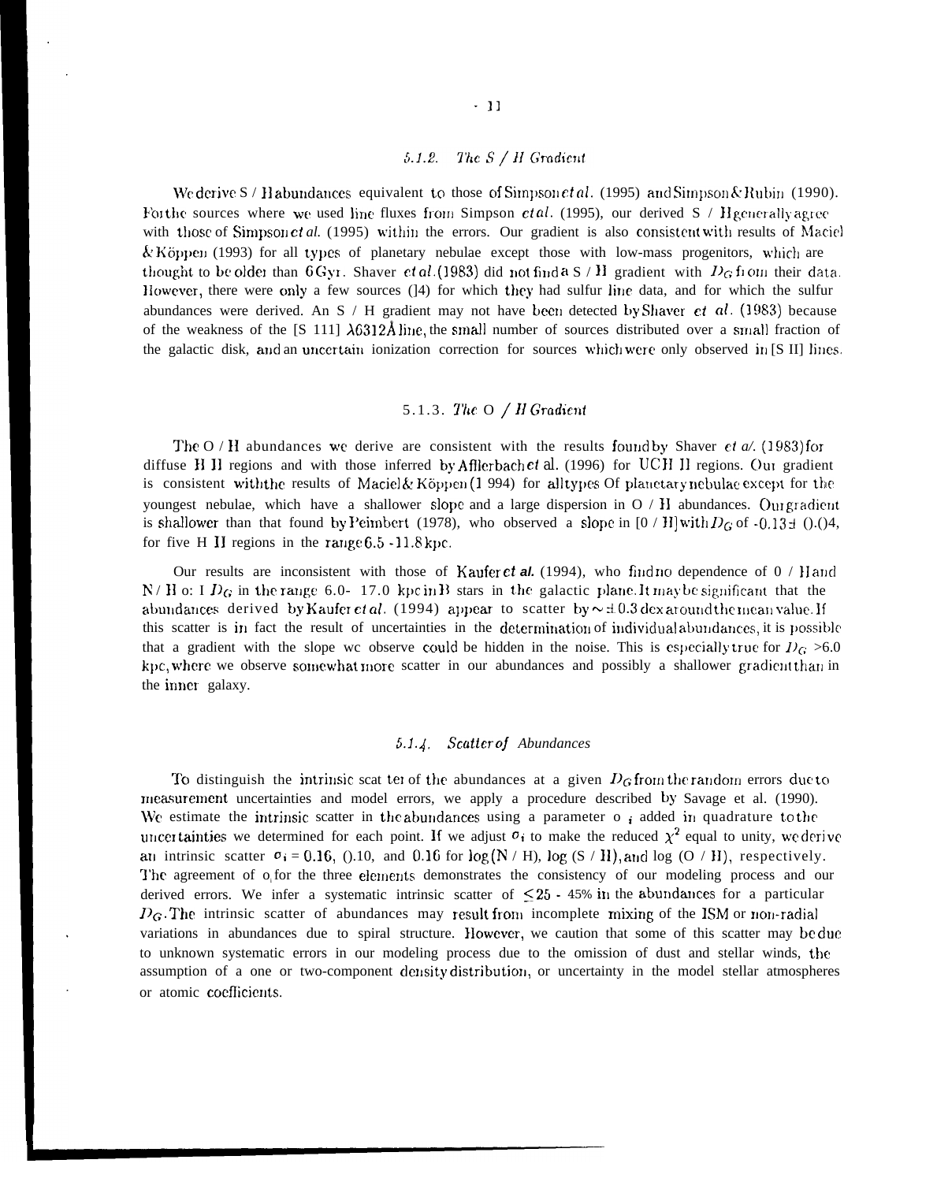### 5.1.2. The S / H Gradient

We derive S / H abundances equivalent to those of Simpson *et al.* (1995) and Simpson & Rubin (1990). For the sources where we used line fluxes from Simpson *et al.* (1995), our derived S / H generally agree with those of Simpson *et al.* (1995) within the errors. Our gradient is also consistent with results of Maciel & Köppen (1993) for all types of planetary nebulae except those with low-mass progenitors, which are thought to be older than 6 Gyr. Shaver *et al.* (1983) did not find a S / H gradient with $D_G$ from their data. However, there were only a few sources (]4) for which they had sulfur line data, and for which the sulfur abundances were derived. An S / H gradient may not have been detected by Shaver *et al.* (1983) because of the weakness of the [S III] $\lambda$6312Å line, the small number of sources distributed over a small fraction of the galactic disk, and an uncertain ionization correction for sources which were only observed in [S II] lines.

### 5.1.3. The O / H Gradient

The O / H abundances we derive are consistent with the results found by Shaver *et al.* (1983) for diffuse H II regions and with those inferred by Afflerbach *et al.* (1996) for UCH II regions. Our gradient is consistent with the results of Maciel & Köppen (1994) for all types of planetary nebulae except for the youngest nebulae, which have a shallower slope and a large dispersion in O / H abundances. Our gradient is shallower than that found by Peimbert (1978), who observed a slope in [O / H] with $D_G$ of -0.13 ± 0.04, for five H II regions in the range 6.5 - 11.8 kpc.

Our results are inconsistent with those of Kaufer *et al.* (1994), who find no dependence of O / H and N / H on $D_G$ in the range 6.0- 17.0 kpc in B stars in the galactic plane. It may be significant that the abundances derived by Kaufer *et al.* (1994) appear to scatter by ~ ± 0.3 dex around the mean value. If this scatter is in fact the result of uncertainties in the determination of individual abundances, it is possible that a gradient with the slope we observe could be hidden in the noise. This is especially true for $D_G$ >6.0 kpc, where we observe somewhat more scatter in our abundances and possibly a shallower gradient than in the inner galaxy.

### 5.1.4. Scatter of Abundances

To distinguish the intrinsic scatter of the abundances at a given $D_G$ from the random errors due to measurement uncertainties and model errors, we apply a procedure described by Savage et al. (1990). We estimate the intrinsic scatter in the abundances using a parameter $\sigma_i$ added in quadrature to the uncertainties we determined for each point. If we adjust $\sigma_i$ to make the reduced $\chi^2$ equal to unity, we derive an intrinsic scatter $\sigma_i$ = 0.16, 0.10, and 0.16 for log (N / H), log (S / H), and log (O / H), respectively. The agreement of $\sigma_i$ for the three elements demonstrates the consistency of our modeling process and our derived errors. We infer a systematic intrinsic scatter of $\leq$25 - 45% in the abundances for a particular $D_G$. The intrinsic scatter of abundances may result from incomplete mixing of the ISM or non-radial variations in abundances due to spiral structure. However, we caution that some of this scatter may be due to unknown systematic errors in our modeling process due to the omission of dust and stellar winds, the assumption of a one or two-component density distribution, or uncertainty in the model stellar atmospheres or atomic coefficients.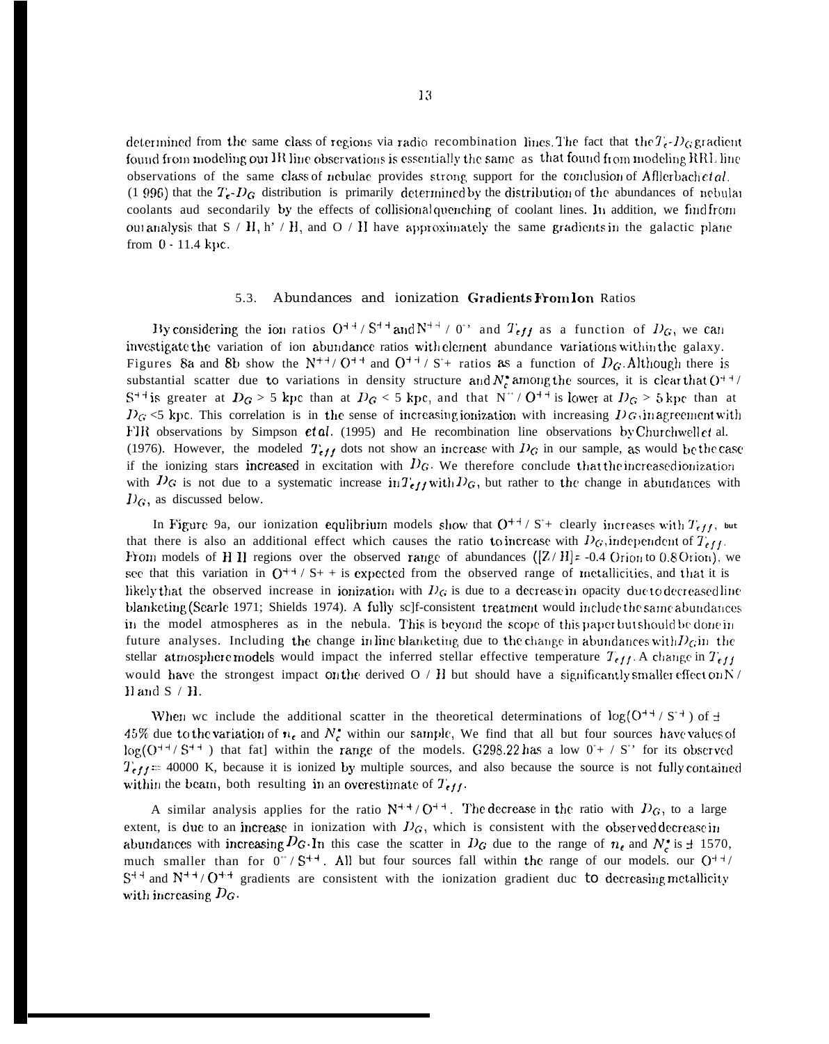determined from the same class of regions via radio recombination lines. The fact that the $T_e$-$D_G$ gradient found from modeling our IR line observations is essentially the same as that found from modeling RRL line observations of the same class of nebulae provides strong support for the conclusion of Afflerbach *et al.* (1996) that the $T_e$-$D_G$ distribution is primarily determined by the distribution of the abundances of nebular coolants and secondarily by the effects of collisional quenching of coolant lines. In addition, we find from our analysis that S / H, N / H, and O / H have approximately the same gradients in the galactic plane from 0 - 11.4 kpc.

### 5.3. Abundances and ionization Gradients From Ion Ratios

By considering the ion ratios $O^{++}$ / $S^{++}$ and $N^{++}$ / $O^{++}$ and $T_{eff}$ as a function of $D_G$, we can investigate the variation of ion abundance ratios with element abundance variations within the galaxy. Figures 8a and 8b show the $N^{++}$/ $O^{++}$ and $O^{++}$ / $S^{++}$ ratios as a function of $D_G$. Although there is substantial scatter due to variations in density structure and $N_c^*$ among the sources, it is clear that $O^{++}$ / $S^{++}$ is greater at $D_G > 5$ kpc than at $D_G < 5$ kpc, and that $N^{++}$ / $O^{++}$ is lower at $D_G > 5$ kpc than at $D_G < 5$ kpc. This correlation is in the sense of increasing ionization with increasing $D_G$, in agreement with FIR observations by Simpson *et al.* (1995) and He recombination line observations by Churchwell *et* al. (1976). However, the modeled $T_{eff}$ does not show an increase with $D_G$ in our sample, as would be the case if the ionizing stars increased in excitation with $D_G$. We therefore conclude that the increased ionization with $D_G$ is not due to a systematic increase in $T_{eff}$ with $D_G$, but rather to the change in abundances with $D_G$, as discussed below.

In Figure 9a, our ionization equlibrium models show that $O^{++}$ / $S^{++}$ clearly increases with $T_{eff}$, but that there is also an additional effect which causes the ratio to increase with $D_G$, independent of $T_{eff}$. From models of H II regions over the observed range of abundances ([Z / H] = -0.4 Orion to 0.8 Orion), we see that this variation in $O^{++}$ / $S^{++}$ is expected from the observed range of metallicities, and that it is likely that the observed increase in ionization with $D_G$ is due to a decrease in opacity due to decreased line blanketing (Searle 1971; Shields 1974). A fully self-consistent treatment would include the same abundances in the model atmospheres as in the nebula. This is beyond the scope of this paper but should be done in future analyses. Including the change in line blanketing due to the change in abundances with $D_G$ in the stellar atmosphere models would impact the inferred stellar effective temperature $T_{eff}$. A change in $T_{eff}$ would have the strongest impact on the derived O / H but should have a significantly smaller effect on N / H and S / H.

When we include the additional scatter in the theoretical determinations of $\log(O^{++} / S^{++})$ of $\pm$ 45% due to the variation of $n_e$ and $N_c^*$ within our sample, We find that all but four sources have values of $\log(O^{++} / S^{++})$ that fall within the range of the models. G298.22 has a low $O^{++}$ / $S^{++}$ for its observed $T_{eff} = 40000$ K, because it is ionized by multiple sources, and also because the source is not fully contained within the beam, both resulting in an overestimate of $T_{eff}$.

A similar analysis applies for the ratio $N^{++}$ / $O^{++}$. The decrease in the ratio with $D_G$, to a large extent, is due to an increase in ionization with $D_G$, which is consistent with the observed decrease in abundances with increasing $D_G$. In this case the scatter in $D_G$ due to the range of $n_e$ and $N_c^*$ is $\pm$ 15%, much smaller than for $O^{++}$ / $S^{++}$. All but four sources fall within the range of our models. our $O^{++}$ / $S^{++}$ and $N^{++}$ / $O^{++}$ gradients are consistent with the ionization gradient due to decreasing metallicity with increasing $D_G$.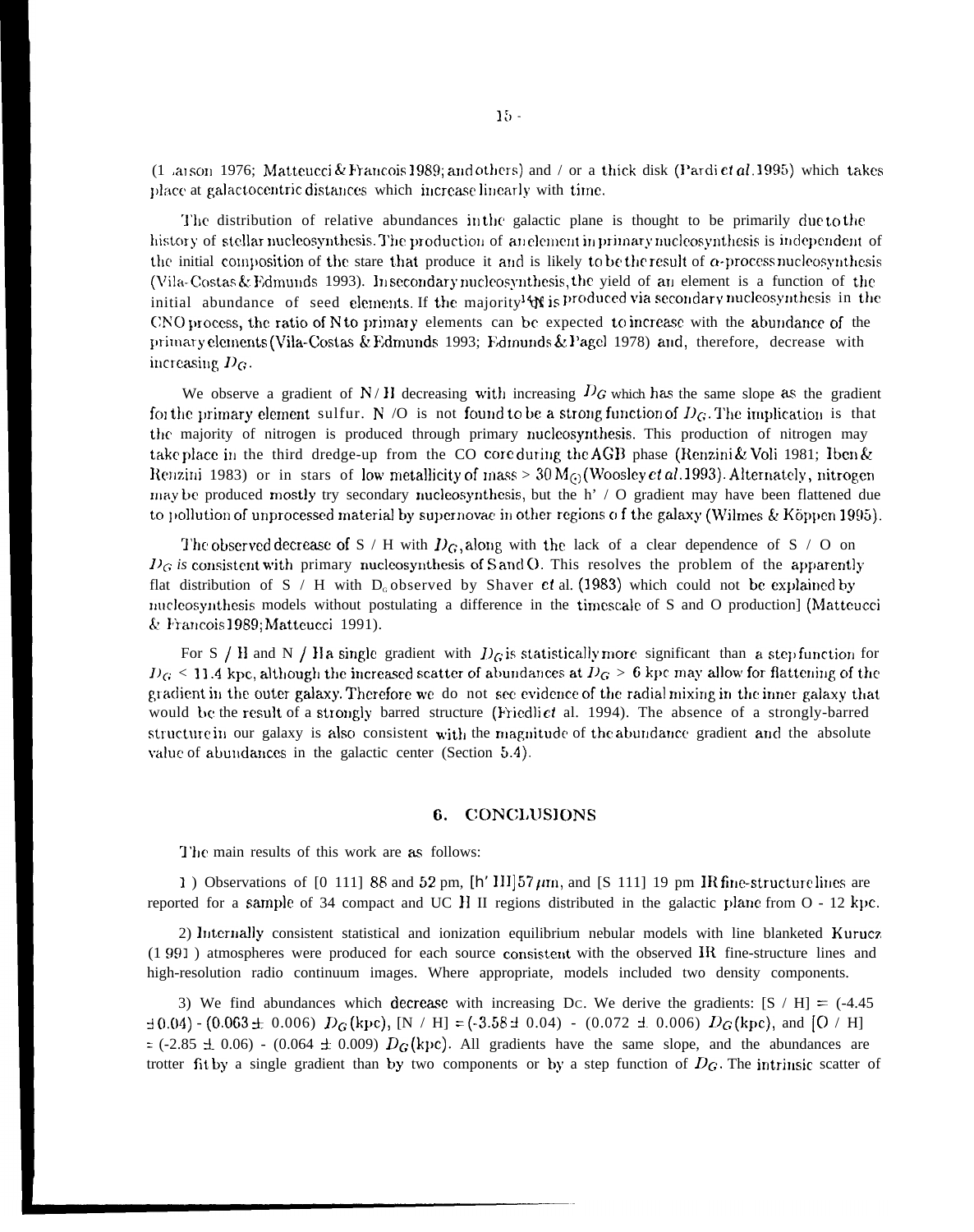(Larson 1976; Matteucci & Francois 1989; and others) and / or a thick disk (Pardi *et al.* 1995) which takes place at galactocentric distances which increase linearly with time.

The distribution of relative abundances in the galactic plane is thought to be primarily due to the history of stellar nucleosynthesis. The production of an element in primary nucleosynthesis is independent of the initial composition of the stare that produce it and is likely to be the result of $\alpha$-process nucleosynthesis (Vila-Costas & Edmunds 1993). In secondary nucleosynthesis, the yield of an element is a function of the initial abundance of seed elements. If the majority $^{14}N$ is produced via secondary nucleosynthesis in the CNO process, the ratio of N to primary elements can be expected to increase with the abundance of the primary elements (Vila-Costas & Edmunds 1993; Edmunds & Pagel 1978) and, therefore, decrease with increasing $D_G$.

We observe a gradient of N / H decreasing with increasing $D_G$ which has the same slope as the gradient for the primary element sulfur. N /O is not found to be a strong function of $D_G$. The implication is that the majority of nitrogen is produced through primary nucleosynthesis. This production of nitrogen may take place in the third dredge-up from the CO core during the AGB phase (Renzini & Voli 1981; Iben & Renzini 1983) or in stars of low metallicity of mass > 30 $M_\odot$ (Woosley *et al.* 1993). Alternately, nitrogen may be produced mostly try secondary nucleosynthesis, but the h' / O gradient may have been flattened due to pollution of unprocessed material by supernovae in other regions o f the galaxy (Wilmes & Köppen 1995).

The observed decrease of S / H with $D_G$, along with the lack of a clear dependence of S / O on $D_G$ is consistent with primary nucleosynthesis of S and O. This resolves the problem of the apparently flat distribution of S / H with $D_G$ observed by Shaver *et* al. (1983) which could not be explained by nucleosynthesis models without postulating a difference in the timescale of S and O production] (Matteucci & Francois 1989; Matteucci 1991).

For S / H and N / H a single gradient with $D_G$ is statistically more significant than a step function for $D_G$ < 11.4 kpc, although the increased scatter of abundances at $D_G$ > 6 kpc may allow for flattening of the gradient in the outer galaxy. Therefore we do not see evidence of the radial mixing in the inner galaxy that would be the result of a strongly barred structure (Friedli *et* al. 1994). The absence of a strongly-barred structure in our galaxy is also consistent with the magnitude of the abundance gradient and the absolute value of abundances in the galactic center (Section 5.4).

## 6. CONCLUSIONS

The main results of this work are as follows:

1 ) Observations of [O III] 88 and 52 μm, [N III] 57 μm, and [S III] 19 μm IR fine-structure lines are reported for a sample of 34 compact and UC H II regions distributed in the galactic plane from O - 12 kpc.

2) Internally consistent statistical and ionization equilibrium nebular models with line blanketed Kurucz (1991) atmospheres were produced for each source consistent with the observed IR fine-structure lines and high-resolution radio continuum images. Where appropriate, models included two density components.

3) We find abundances which decrease with increasing $D_G$. We derive the gradients: [S / H] = (-4.45 ± 0.04) - (0.063 ± 0.006) $D_G$(kpc), [N / H] = (-3.58 ± 0.04) - (0.072 ± 0.006) $D_G$(kpc), and [O / H] = (-2.85 ± 0.06) - (0.064 ± 0.009) $D_G$(kpc). All gradients have the same slope, and the abundances are trotter fit by a single gradient than by two components or by a step function of $D_G$. The intrinsic scatter of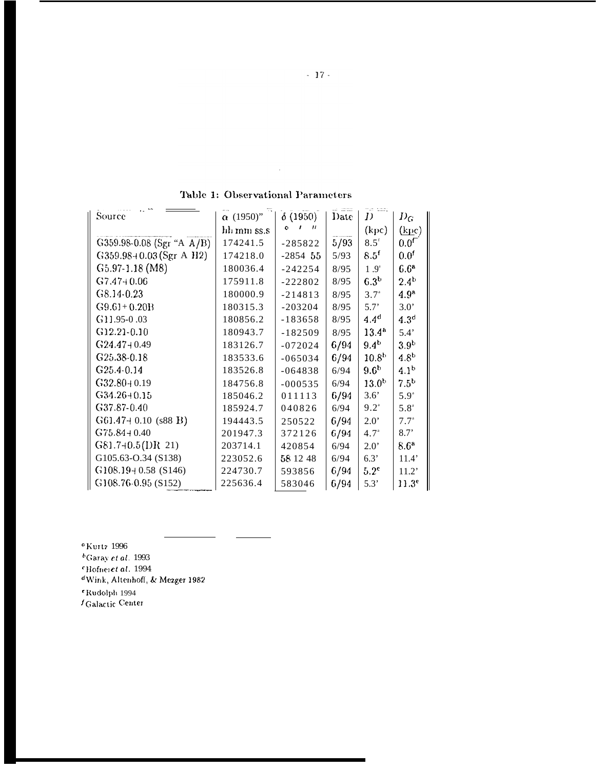**Table 1: Observational Parameters**

| Source | α (1950) | δ (1950) | Date | D | $D_G$ |
|---|---|---|---|---|---|
| | hh mm ss.s | ° ′ ″ | | (kpc) | (kpc) |
| G359.98-0.08 (Sgr A A/B) | 174241.5 | -285822 | 5/93 | 8.5[f] | 0.0[f] |
| G359.98+0.03 (Sgr A H2) | 174218.0 | -2854 55 | 5/93 | 8.5[f] | 0.0[f] |
| G5.97-1.18 (M8) | 180036.4 | -242254 | 8/95 | 1.9[a] | 6.6[a] |
| G7.47+0.06 | 175911.8 | -222802 | 8/95 | 6.3[b] | 2.4[b] |
| G8.14-0.23 | 180000.9 | -214813 | 8/95 | 3.7[a] | 4.9[a] |
| G9.61+0.20B | 180315.3 | -203204 | 8/95 | 5.7[a] | 3.0[a] |
| G11.95-0.03 | 180856.2 | -183658 | 8/95 | 4.4[d] | 4.3[d] |
| G12.21-0.10 | 180943.7 | -182509 | 8/95 | 13.4[a] | 5.4[a] |
| G24.47+0.49 | 183126.7 | -072024 | 6/94 | 9.4[b] | 3.9[b] |
| G25.38-0.18 | 183533.6 | -065034 | 6/94 | 10.8[b] | 4.8[b] |
| G25.4-0.14 | 183526.8 | -064838 | 6/94 | 9.6[b] | 4.1[b] |
| G32.80+0.19 | 184756.8 | -000535 | 6/94 | 13.0[b] | 7.5[b] |
| G34.26+0.15 | 185046.2 | 011113 | 6/94 | 3.6[a] | 5.9[a] |
| G37.87-0.40 | 185924.7 | 040826 | 6/94 | 9.2[a] | 5.8[a] |
| G61.47+0.10 (s88 B) | 194443.5 | 250522 | 6/94 | 2.0[a] | 7.7[a] |
| G75.84+0.40 | 201947.3 | 372126 | 6/94 | 4.7[a] | 8.7[a] |
| G81.7+0.5 (DR 21) | 203714.1 | 420854 | 6/94 | 2.0[a] | 8.6[a] |
| G105.63-0.34 (S138) | 223052.6 | 58 12 48 | 6/94 | 6.3[a] | 11.4[a] |
| G108.19+0.58 (S146) | 224730.7 | 593856 | 6/94 | 5.2[e] | 11.2[e] |
| G108.76-0.95 (S152) | 225636.4 | 583046 | 6/94 | 5.3[e] | 11.3[e] |

[a] Kurtz 1996
[b] Garay *et al.* 1993
[c] Hofner *et al.* 1994
[d] Wink, Altenhoff, & Mezger 1982
[e] Rudolph 1994
[f] Galactic Center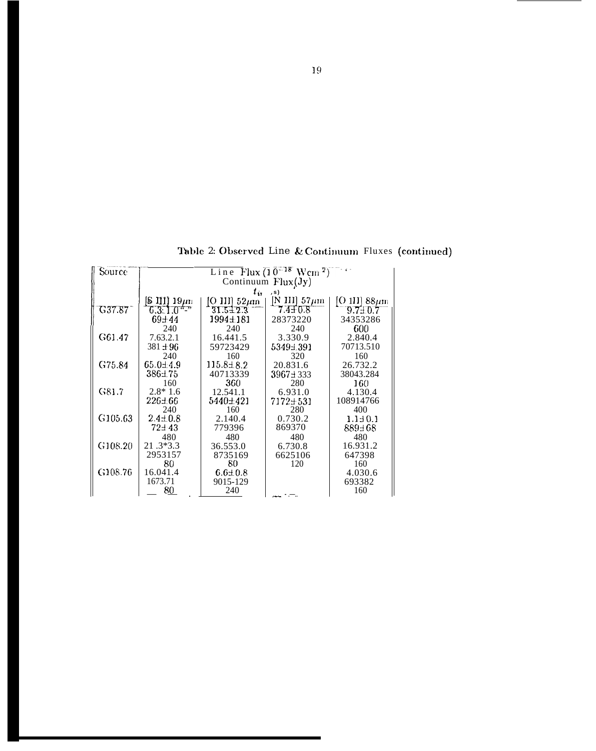**Table 2: Observed Line & Continuum Fluxes (continued)**

| Source | Line Flux ($10^{-18}$ W cm$^{-2}$) Continuum Flux(Jy) $t_{i}$ (s) | | | |
|---|---|---|---|---|
| | [S III] 19$\mu$m | [O III] 52$\mu$m | [N III] 57$\mu$m | [O III] 88$\mu$m |
| G37.87 | 6.3±1.0 | 31.5±2.3 | 7.4±0.8 | 9.7±0.7 |
| | 69±44 | 1994±181 | 28373220 | 34353286 |
| | 240 | 240 | 240 | 600 |
| G61.47 | 7.63.2.1 | 16.441.5 | 3.330.9 | 2.840.4 |
| | 381±96 | 59723429 | 5349±391 | 70713.510 |
| | 240 | 160 | 320 | 160 |
| G75.84 | 65.0±4.9 | 115.8±8.2 | 20.831.6 | 26.732.2 |
| | 386±75 | 40713339 | 3967±333 | 38043.284 |
| | 160 | 360 | 280 | 160 |
| G81.7 | 2.8* 1.6 | 12.541.1 | 6.931.0 | 4.130.4 |
| | 226±66 | 5440±421 | 7172±531 | 108914766 |
| | 240 | 160 | 280 | 400 |
| G105.63 | 2.4±0.8 | 2.140.4 | 0.730.2 | 1.1±0.1 |
| | 72±43 | 779396 | 869370 | 889±68 |
| | 480 | 480 | 480 | 480 |
| G108.20 | 21 .3*3.3 | 36.553.0 | 6.730.8 | 16.931.2 |
| | 2953157 | 8735169 | 6625106 | 647398 |
| | 80 | 80 | 120 | 160 |
| G108.76 | 16.041.4 | 6.6±0.8 | | 4.030.6 |
| | 1673.71 | 9015-129 | | 693382 |
| | 80 | 240 | | 160 |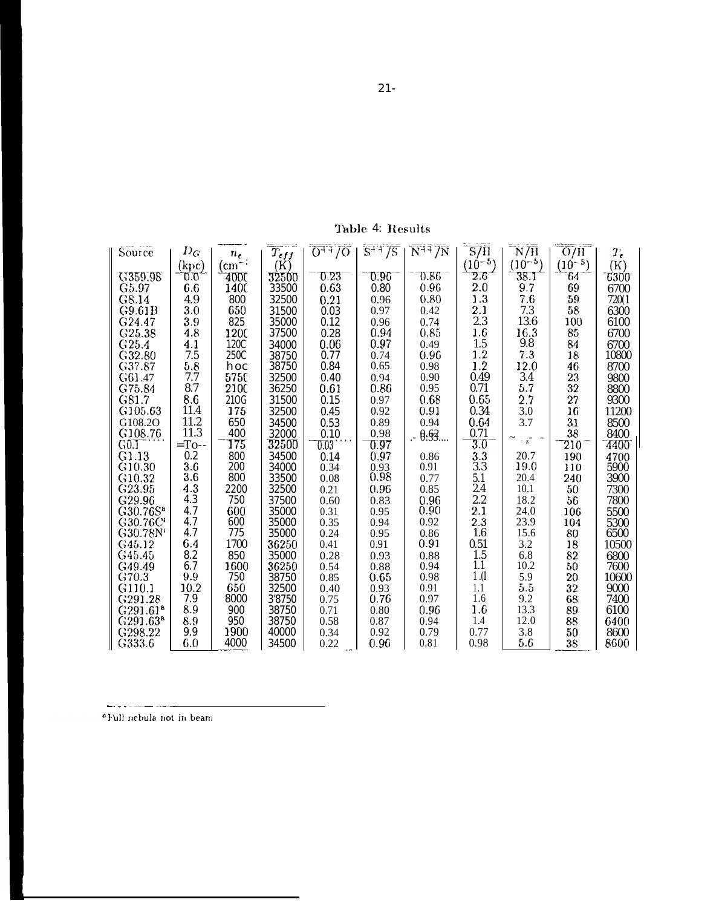Table 4: Results

| Source | $D_G$ (kpc) | $n_e$ ($cm^{-3}$) | $T_{eff}$ (K) | $O^{++}/O$ | $S^{++}/S$ | $N^{++}/N$ | S/H ($10^{-5}$) | N/H ($10^{-5}$) | O/H ($10^{-5}$) | $T_e$ (K) |
|---|---|---|---|---|---|---|---|---|---|---|
| G359.98 | 0.0 | 4000 | 32500 | 0.23 | 0.96 | 0.86 | 2.6 | 38.1 | 64 | 6300 |
| G5.97 | 6.6 | 1400 | 33500 | 0.63 | 0.80 | 0.96 | 2.0 | 9.7 | 69 | 6700 |
| G8.14 | 4.9 | 800 | 32500 | 0.21 | 0.96 | 0.80 | 1.3 | 7.6 | 59 | 7200 |
| G9.61B | 3.0 | 650 | 31500 | 0.03 | 0.97 | 0.42 | 2.1 | 7.3 | 58 | 6300 |
| G24.47 | 3.9 | 825 | 35000 | 0.12 | 0.96 | 0.74 | 2.3 | 13.6 | 100 | 6100 |
| G25.38 | 4.8 | 1200 | 37500 | 0.28 | 0.94 | 0.85 | 1.6 | 16.3 | 85 | 6700 |
| G25.4 | 4.1 | 1200 | 34000 | 0.06 | 0.97 | 0.49 | 1.5 | 9.8 | 84 | 6700 |
| G32.80 | 7.5 | 2500 | 38750 | 0.77 | 0.74 | 0.96 | 1.2 | 7.3 | 18 | 10800 |
| G37.87 | 5.8 | hoc | 38750 | 0.84 | 0.65 | 0.98 | 1.2 | 12.0 | 46 | 8700 |
| G61.47 | 7.7 | 5750 | 32500 | 0.40 | 0.94 | 0.90 | 0.49 | 3.4 | 23 | 9800 |
| G75.84 | 8.7 | 2100 | 36250 | 0.61 | 0.86 | 0.95 | 0.71 | 5.7 | 32 | 8800 |
| G81.7 | 8.6 | 2100 | 31500 | 0.15 | 0.97 | 0.68 | 0.65 | 2.7 | 27 | 9300 |
| G105.63 | 11.4 | 175 | 32500 | 0.45 | 0.92 | 0.91 | 0.34 | 3.0 | 16 | 11200 |
| G108.20 | 11.2 | 650 | 34500 | 0.53 | 0.89 | 0.94 | 0.64 | 3.7 | 31 | 8500 |
| G108.76 | 11.3 | 400 | 32000 | 0.10 | 0.98 | 0.62 | 0.71 | ~ | 38 | 8400 |
| G0.1 | =To-- | 175 | 32500 | 0.03 | 0.97 | | 3.0 | | 210 | 4400 |
| G1.13 | 0.2 | 800 | 34500 | 0.14 | 0.97 | 0.86 | 3.3 | 20.7 | 190 | 4700 |
| G10.30 | 3.6 | 200 | 34000 | 0.34 | 0.93 | 0.91 | 3.3 | 19.0 | 110 | 5900 |
| G10.32 | 3.6 | 800 | 33500 | 0.08 | 0.98 | 0.77 | 5.1 | 20.4 | 240 | 3900 |
| G23.95 | 4.3 | 2200 | 32500 | 0.21 | 0.96 | 0.85 | 2.4 | 10.1 | 50 | 7300 |
| G29.96 | 4.3 | 750 | 37500 | 0.60 | 0.83 | 0.96 | 2.2 | 18.2 | 56 | 7800 |
| G30.76S[a] | 4.7 | 600 | 35000 | 0.31 | 0.95 | 0.90 | 2.1 | 24.0 | 106 | 5500 |
| G30.76C[a] | 4.7 | 600 | 35000 | 0.35 | 0.94 | 0.92 | 2.3 | 23.9 | 104 | 5300 |
| G30.78N[a] | 4.7 | 775 | 35000 | 0.24 | 0.95 | 0.86 | 1.6 | 15.6 | 80 | 6500 |
| G45.12 | 6.4 | 1700 | 36250 | 0.41 | 0.91 | 0.91 | 0.51 | 3.2 | 18 | 10500 |
| G45.45 | 8.2 | 850 | 35000 | 0.28 | 0.93 | 0.88 | 1.5 | 6.8 | 82 | 6800 |
| G49.49 | 6.7 | 1600 | 36250 | 0.54 | 0.88 | 0.94 | 1.1 | 10.2 | 50 | 7600 |
| G70.3 | 9.9 | 750 | 38750 | 0.85 | 0.65 | 0.98 | 1.0 | 5.9 | 20 | 10600 |
| G110.1 | 10.2 | 650 | 32500 | 0.40 | 0.93 | 0.91 | 1.1 | 5.5 | 32 | 9000 |
| G291.28 | 7.9 | 8000 | 38750 | 0.75 | 0.76 | 0.97 | 1.6 | 9.2 | 68 | 7400 |
| G291.61[a] | 8.9 | 900 | 38750 | 0.71 | 0.80 | 0.96 | 1.6 | 13.3 | 89 | 6100 |
| G291.63[a] | 8.9 | 950 | 38750 | 0.58 | 0.87 | 0.94 | 1.4 | 12.0 | 88 | 6400 |
| G298.22 | 9.9 | 1900 | 40000 | 0.34 | 0.92 | 0.79 | 0.77 | 3.8 | 50 | 8600 |
| G333.6 | 6.0 | 4000 | 34500 | 0.22 | 0.96 | 0.81 | 0.98 | 5.6 | 38 | 8600 |

[a] Full nebula not in beam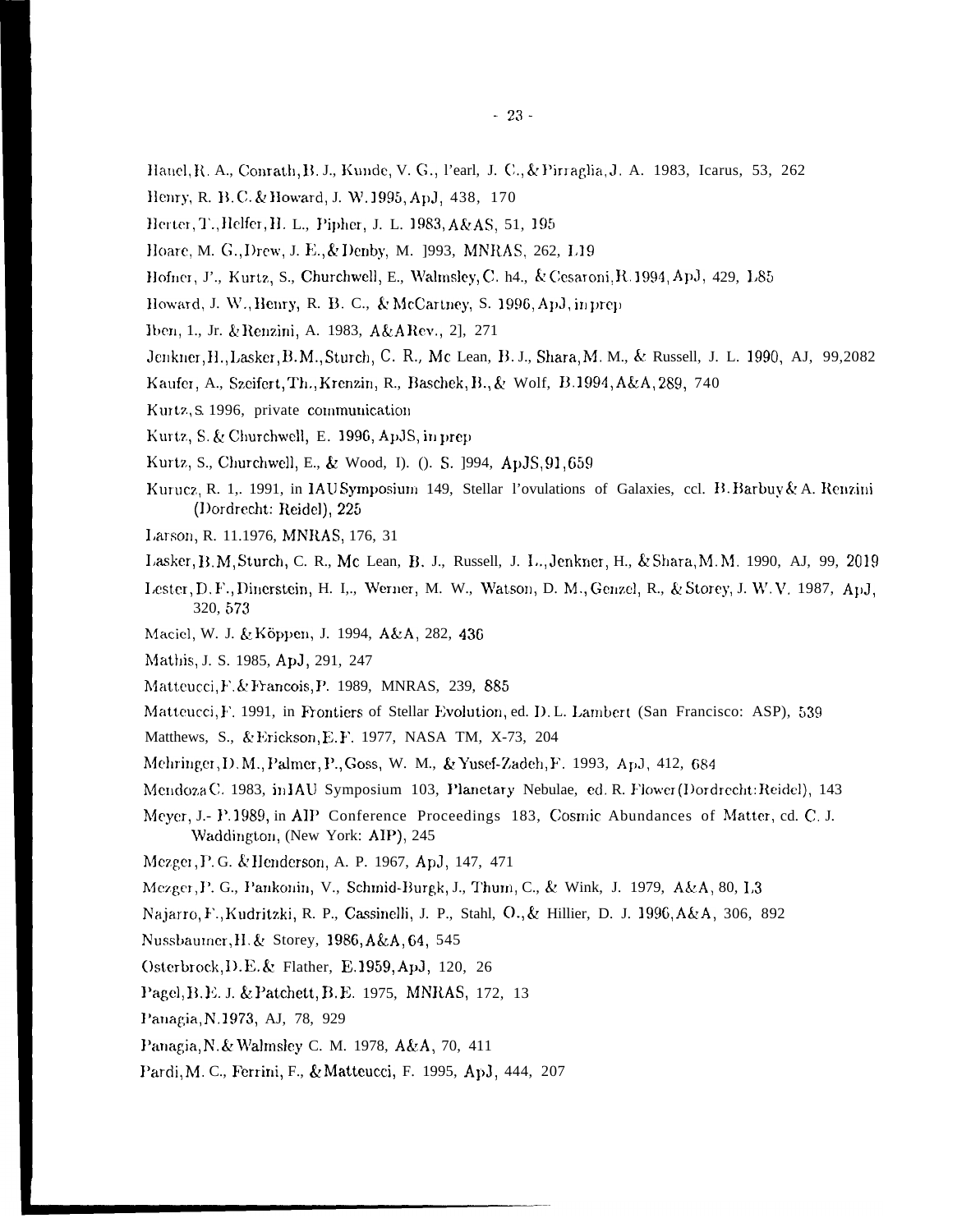Hanel, R. A., Conrath, B. J., Kunde, V. G., Pearl, J. C., & Pirraglia, J. A. 1983, Icarus, 53, 262

Henry, R. B. C. & Howard, J. W. 1995, ApJ, 438, 170

Herter, T., Helfer, H. L., Pipher, J. L. 1983, A&AS, 51, 195

Hoare, M. G., Drew, J. E., & Denby, M. 1993, MNRAS, 262, L19

Hofner, P., Kurtz, S., Churchwell, E., Walmsley, C. M., & Cesaroni, R. 1994, ApJ, 429, L85

Howard, J. W., Henry, R. B. C., & McCartney, S. 1996, ApJ, in prep

Iben, I., Jr. & Renzini, A. 1983, A&ARev., 21, 271

Jenkner, H., Lasker, B. M., Sturch, C. R., Mc Lean, B. J., Shara, M. M., & Russell, J. L. 1990, AJ, 99, 2082

Kaufer, A., Szeifert, Th., Krenzin, R., Baschek, B., & Wolf, B. 1994, A&A, 289, 740

Kurtz, S. 1996, private communication

Kurtz, S. & Churchwell, E. 1996, ApJS, in prep

Kurtz, S., Churchwell, E., & Wood, D. O. S. 1994, ApJS, 91, 659

Kurucz, R. L. 1991, in IAU Symposium 149, Stellar Populations of Galaxies, ed. B. Barbuy & A. Renzini (Dordrecht: Reidel), 225

Larson, R. B. 1976, MNRAS, 176, 31

Lasker, B. M, Sturch, C. R., Mc Lean, B. J., Russell, J. L., Jenkner, H., & Shara, M. M. 1990, AJ, 99, 2019

Lester, D. F., Dinerstein, H. L., Werner, M. W., Watson, D. M., Genzel, R., & Storey, J. W. V. 1987, ApJ, 320, 573

Maciel, W. J. & Köppen, J. 1994, A&A, 282, 436

Mathis, J. S. 1985, ApJ, 291, 247

Matteucci, F. & Francois, P. 1989, MNRAS, 239, 885

Matteucci, F. 1991, in Frontiers of Stellar Evolution, ed. D. L. Lambert (San Francisco: ASP), 539

Matthews, S., & Erickson, E. F. 1977, NASA TM, X-73, 204

Mehringer, D. M., Palmer, P., Goss, W. M., & Yusef-Zadeh, F. 1993, ApJ, 412, 684

Mendoza C. 1983, in IAU Symposium 103, Planetary Nebulae, ed. R. Flower (Dordrecht: Reidel), 143

Meyer, J.-P. 1989, in AIP Conference Proceedings 183, Cosmic Abundances of Matter, ed. C. J. Waddington, (New York: AIP), 245

Mezger, P. G. & Henderson, A. P. 1967, ApJ, 147, 471

Mezger, P. G., Pankonin, V., Schmid-Burgk, J., Thum, C., & Wink, J. 1979, A&A, 80, L3

Najarro, F., Kudritzki, R. P., Cassinelli, J. P., Stahl, O., & Hillier, D. J. 1996, A&A, 306, 892

Nussbaumer, H. & Storey, 1986, A&A, 64, 545

Osterbrock, D. E. & Flather, E. 1959, ApJ, 120, 26

Pagel, B. E. J. & Patchett, B. E. 1975, MNRAS, 172, 13

Panagia, N. 1973, AJ, 78, 929

Panagia, N. & Walmsley C. M. 1978, A&A, 70, 411

Pardi, M. C., Ferrini, F., & Matteucci, F. 1995, ApJ, 444, 207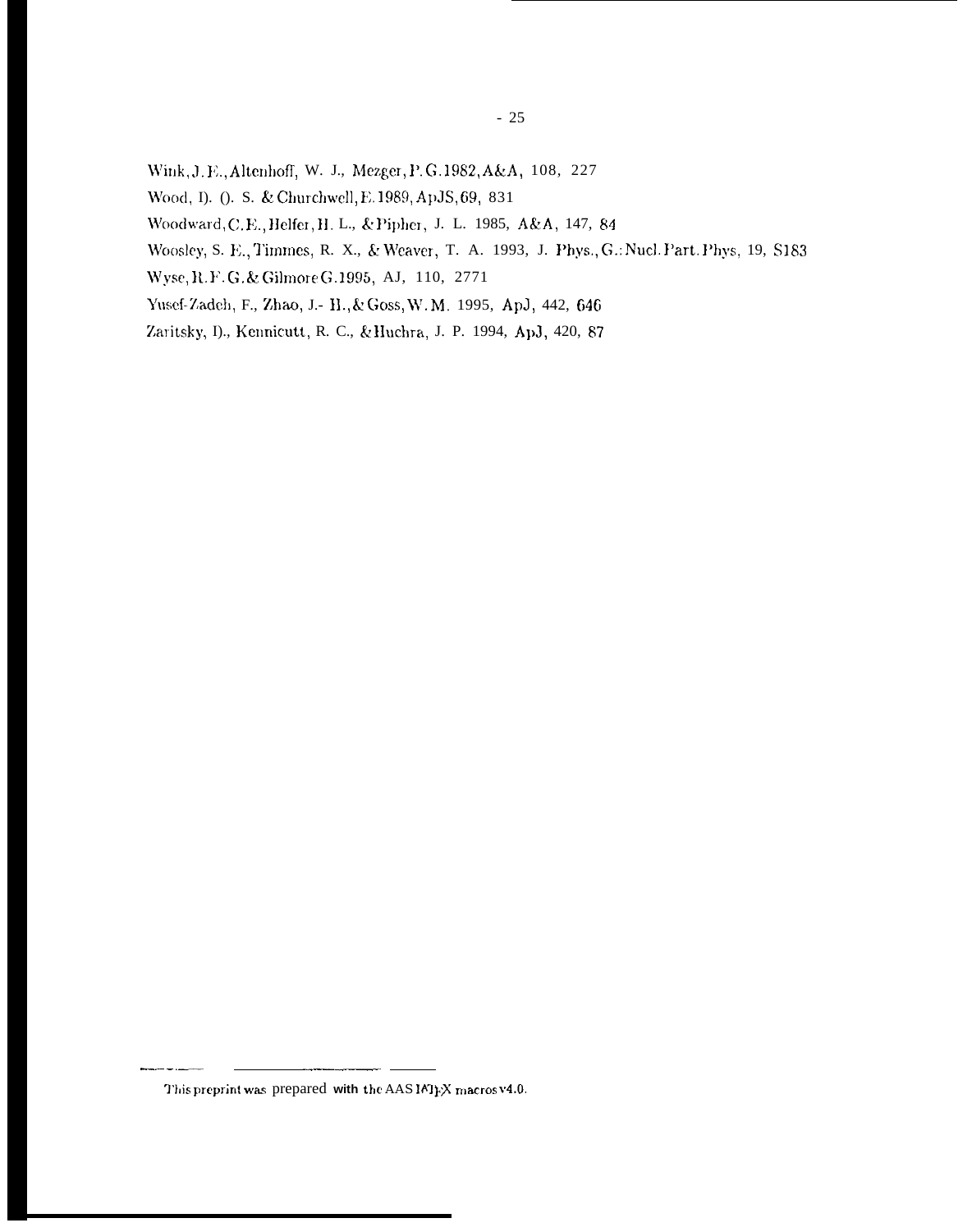Wink, J. E., Altenhoff, W. J., Mezger, P. G. 1982, A&A, 108, 227

Wood, D. O. S. & Churchwell, E. 1989, ApJS, 69, 831

Woodward, C. E., Helfer, H. L., & Pipher, J. L. 1985, A&A, 147, 84

Woosley, S. E., Timmes, R. X., & Weaver, T. A. 1993, J. Phys., G.: Nucl. Part. Phys, 19, S183

Wyse, R. F. G. & Gilmore G. 1995, AJ, 110, 2771

Yusef-Zadeh, F., Zhao, J.- H., & Goss, W. M. 1995, ApJ, 442, 646

Zaritsky, D., Kennicutt, R. C., & Huchra, J. P. 1994, ApJ, 420, 87

This preprint was prepared with the AAS LaTeX macros v4.0.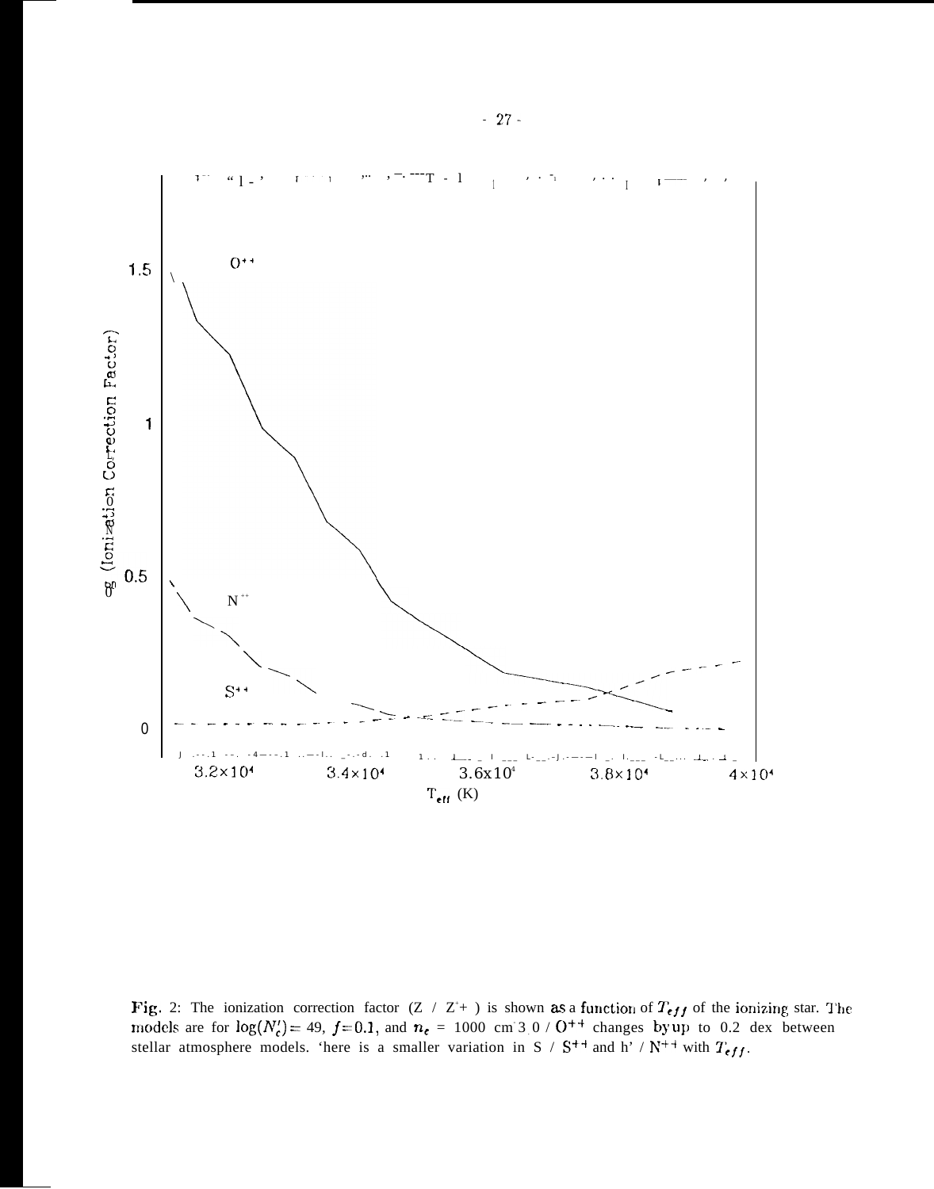**Fig. 2:** The ionization correction factor ($Z$ / $Z^{+}$) is shown as a function of $T_{eff}$ of the ionizing star. The models are for $\log(N_c') = 49$, $f = 0.1$, and $n_e$ = 1000 $cm^{-3}$. O / $O^{++}$ changes by up to 0.2 dex between stellar atmosphere models. 'here is a smaller variation in S / $S^{++}$ and h' / $N^{++}$ with $T_{eff}$.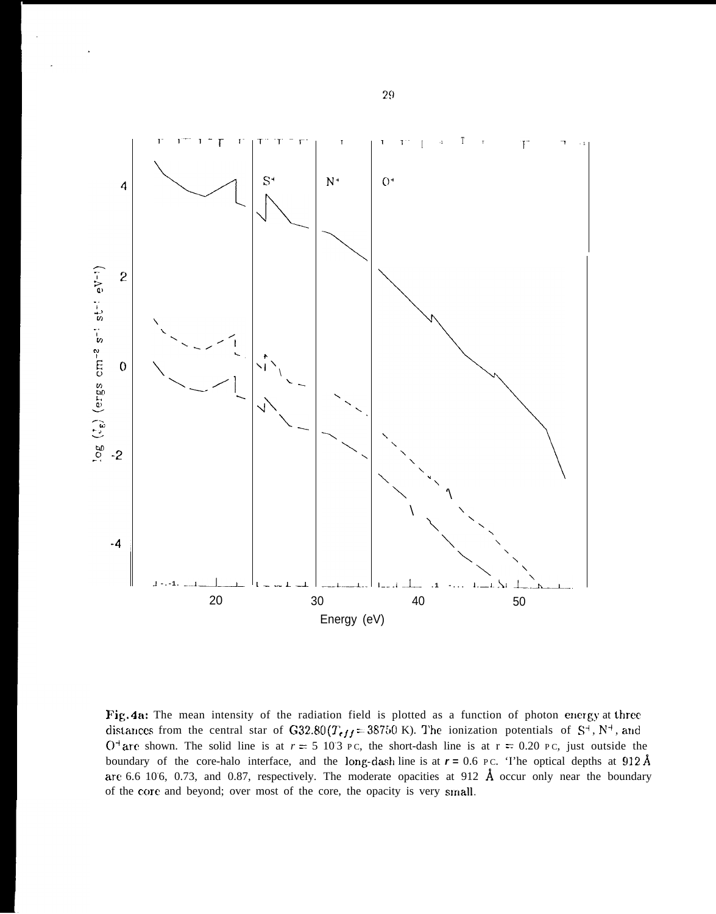**Fig. 4a:** The mean intensity of the radiation field is plotted as a function of photon energy at three distances from the central star of G32.80($T_{eff}$ = 38750 K). The ionization potentials of $S^+$, $N^+$, and $O^+$ are shown. The solid line is at $r = 5\ 10^{-3}$ PC, the short-dash line is at r = 0.20 PC, just outside the boundary of the core-halo interface, and the long-dash line is at $r = 0.6$ PC. The optical depths at 912 Å are 6.6 $10^{-6}$, 0.73, and 0.87, respectively. The moderate opacities at 912 Å occur only near the boundary of the core and beyond; over most of the core, the opacity is very small.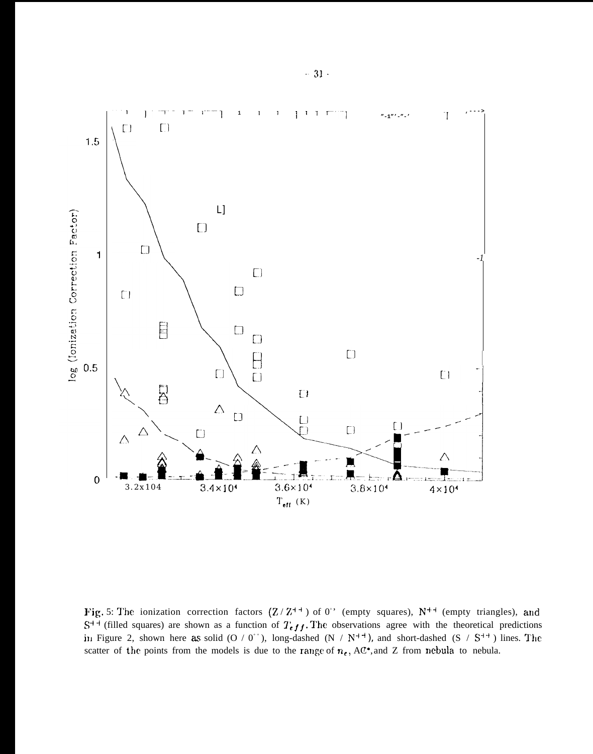Fig. 5: The ionization correction factors ($Z / Z^{++}$) of $O^{++}$ (empty squares), $N^{++}$ (empty triangles), and $S^{++}$ (filled squares) are shown as a function of $T_{eff}$. The observations agree with the theoretical predictions in Figure 2, shown here as solid ($O / O^{++}$), long-dashed ($N / N^{++}$), and short-dashed ($S / S^{++}$) lines. The scatter of the points from the models is due to the range of $n_e$, AC*, and Z from nebula to nebula.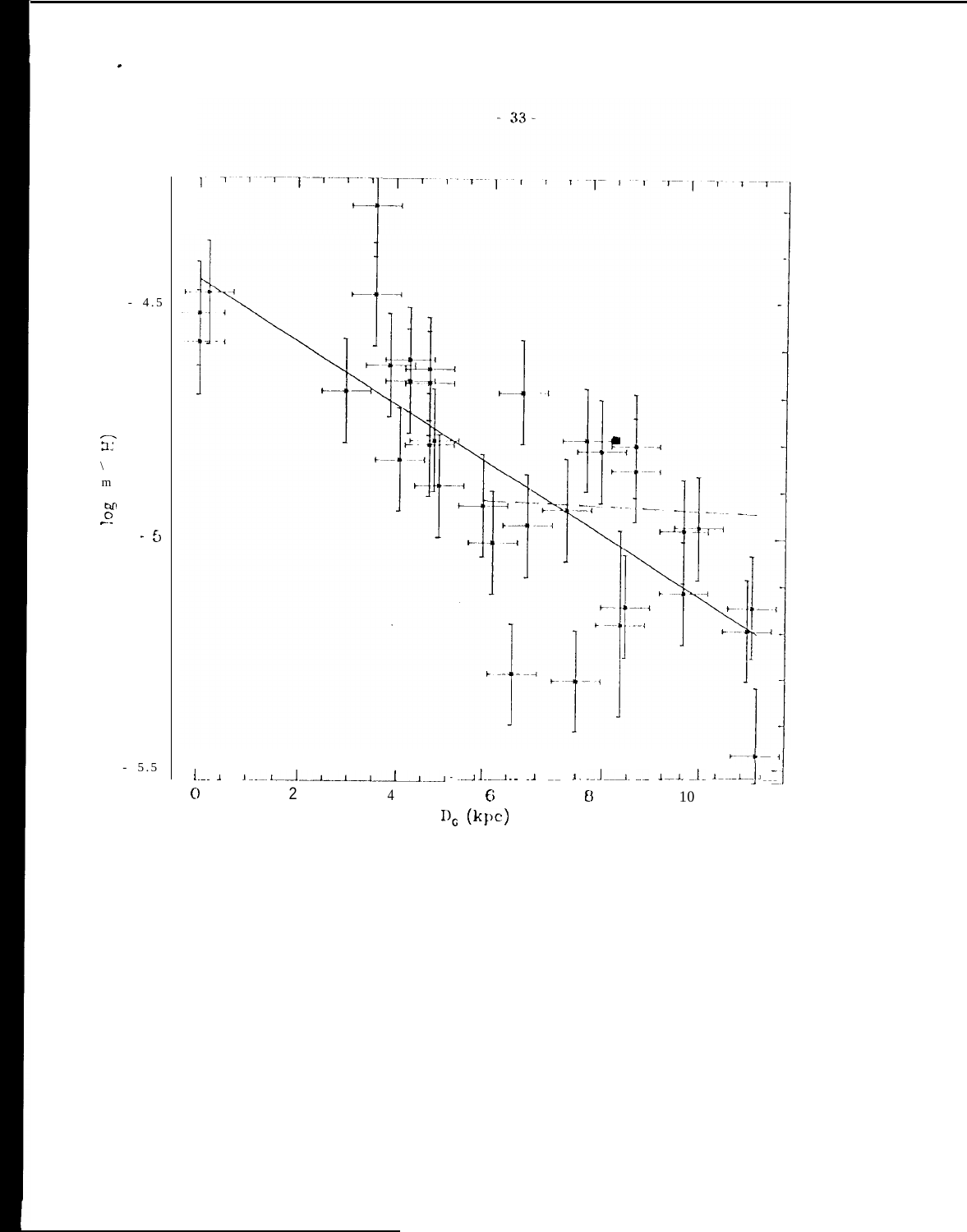$\log (m/H)$

$D_G$ (kpc)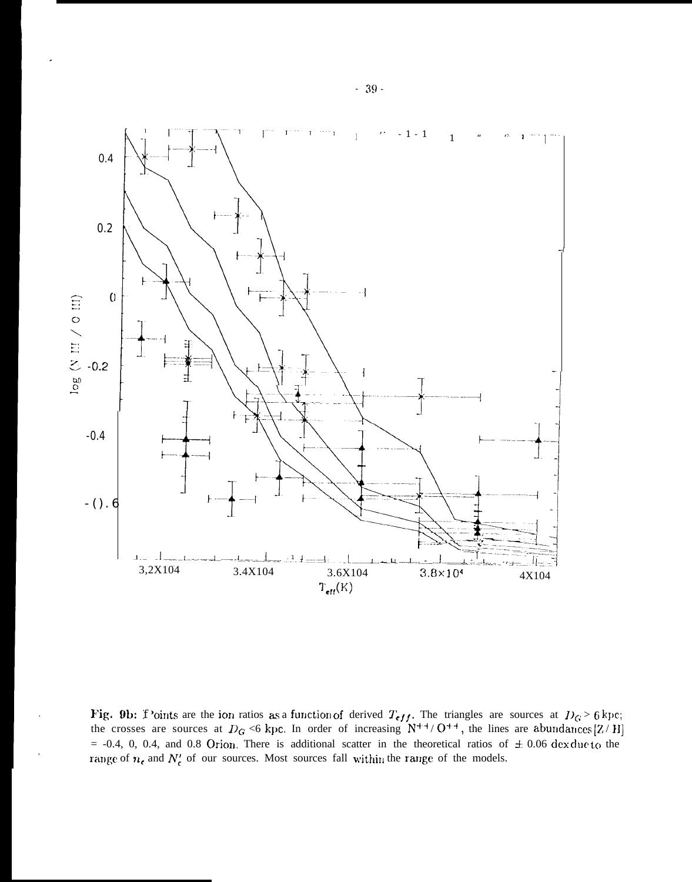log (N III / O III)

0.4

0.2

0

-0.2

-0.4

-0.6

3.2X104

3.4X104

3.6X104

3.8×10⁴

4X104

$T_{eff}$(K)

**Fig. 9b:** Points are the ion ratios as a function of derived $T_{eff}$. The triangles are sources at $D_G > 6$ kpc; the crosses are sources at $D_G < 6$ kpc. In order of increasing $N^{++}/O^{++}$, the lines are abundances [Z / H] = -0.4, 0, 0.4, and 0.8 Orion. There is additional scatter in the theoretical ratios of ± 0.06 dex due to the range of $n_e$ and $N_c'$ of our sources. Most sources fall within the range of the models.